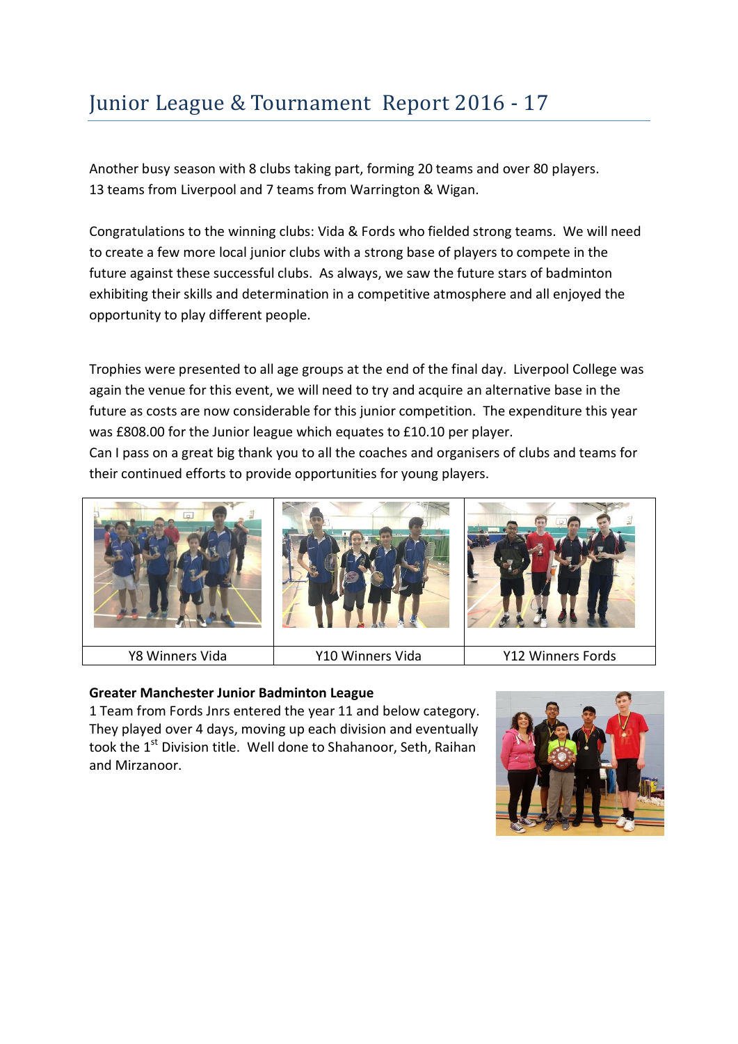# Junior League & Tournament Report 2016 - 17

Another busy season with 8 clubs taking part, forming 20 teams and over 80 players.
13 teams from Liverpool and 7 teams from Warrington & Wigan.

Congratulations to the winning clubs: Vida & Fords who fielded strong teams. We will need to create a few more local junior clubs with a strong base of players to compete in the future against these successful clubs. As always, we saw the future stars of badminton exhibiting their skills and determination in a competitive atmosphere and all enjoyed the opportunity to play different people.

Trophies were presented to all age groups at the end of the final day. Liverpool College was again the venue for this event, we will need to try and acquire an alternative base in the future as costs are now considerable for this junior competition. The expenditure this year was £808.00 for the Junior league which equates to £10.10 per player.
Can I pass on a great big thank you to all the coaches and organisers of clubs and teams for their continued efforts to provide opportunities for young players.

| Y8 Winners Vida | Y10 Winners Vida | Y12 Winners Fords |
| --- | --- | --- |

**Greater Manchester Junior Badminton League**
1 Team from Fords Jnrs entered the year 11 and below category. They played over 4 days, moving up each division and eventually took the 1st Division title. Well done to Shahanoor, Seth, Raihan and Mirzanoor.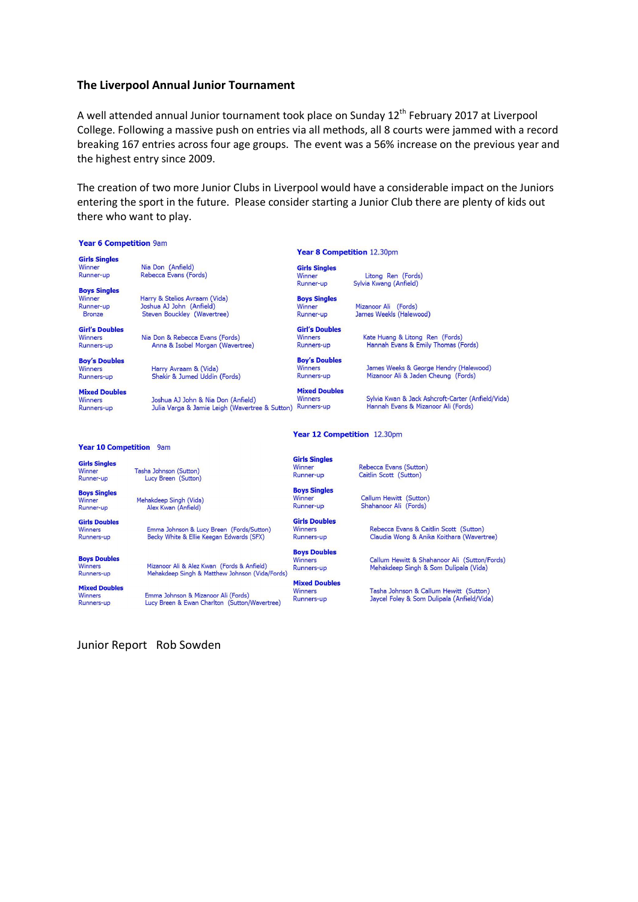**The Liverpool Annual Junior Tournament**

A well attended annual Junior tournament took place on Sunday 12th February 2017 at Liverpool College. Following a massive push on entries via all methods, all 8 courts were jammed with a record breaking 167 entries across four age groups. The event was a 56% increase on the previous year and the highest entry since 2009.

The creation of two more Junior Clubs in Liverpool would have a considerable impact on the Juniors entering the sport in the future. Please consider starting a Junior Club there are plenty of kids out there who want to play.

**Year 6 Competition** 9am

**Girls Singles**
Winner — Nia Don (Anfield)
Runner-up — Rebecca Evans (Fords)

**Boys Singles**
Winner — Harry & Stelios Avraam (Vida)
Runner-up — Joshua AJ John (Anfield)
Bronze — Steven Bouckley (Wavertree)

**Girl's Doubles**
Winners — Nia Don & Rebecca Evans (Fords)
Runners-up — Anna & Isobel Morgan (Wavertree)

**Boy's Doubles**
Winners — Harry Avraam & (Vida)
Runners-up — Shakir & Jumed Uddin (Fords)

**Mixed Doubles**
Winners — Joshua AJ John & Nia Don (Anfield)
Runners-up — Julia Varga & Jamie Leigh (Wavertree & Sutton)

**Year 8 Competition** 12.30pm

**Girls Singles**
Winner — Litong Ren (Fords)
Runner-up — Sylvia Kwang (Anfield)

**Boys Singles**
Winner — Mizanoor Ali (Fords)
Runner-up — James Weekls (Halewood)

**Girl's Doubles**
Winners — Kate Huang & Litong Ren (Fords)
Runners-up — Hannah Evans & Emily Thomas (Fords)

**Boy's Doubles**
Winners — James Weeks & George Hendry (Halewood)
Runners-up — Mizanoor Ali & Jaden Cheung (Fords)

**Mixed Doubles**
Winners — Sylvia Kwan & Jack Ashcroft-Carter (Anfield/Vida)
Runners-up — Hannah Evans & Mizanoor Ali (Fords)

**Year 10 Competition** 9am

**Girls Singles**
Winner — Tasha Johnson (Sutton)
Runner-up — Lucy Breen (Sutton)

**Boys Singles**
Winner — Mehakdeep Singh (Vida)
Runner-up — Alex Kwan (Anfield)

**Girls Doubles**
Winners — Emma Johnson & Lucy Breen (Fords/Sutton)
Runners-up — Becky White & Ellie Keegan Edwards (SFX)

**Boys Doubles**
Winners — Mizanoor Ali & Alez Kwan (Fords & Anfield)
Runners-up — Mehakdeep Singh & Matthew Johnson (Vida/Fords)

**Mixed Doubles**
Winners — Emma Johnson & Mizanoor Ali (Fords)
Runners-up — Lucy Breen & Ewan Charlton (Sutton/Wavertree)

**Year 12 Competition** 12.30pm

**Girls Singles**
Winner — Rebecca Evans (Sutton)
Runner-up — Caitlin Scott (Sutton)

**Boys Singles**
Winner — Callum Hewitt (Sutton)
Runner-up — Shahanoor Ali (Fords)

**Girls Doubles**
Winners — Rebecca Evans & Caitlin Scott (Sutton)
Runners-up — Claudia Wong & Anika Koithara (Wavertree)

**Boys Doubles**
Winners — Callum Hewitt & Shahanoor Ali (Sutton/Fords)
Runners-up — Mehakdeep Singh & Som Dulipala (Vida)

**Mixed Doubles**
Winners — Tasha Johnson & Callum Hewitt (Sutton)
Runners-up — Jaycel Foley & Som Dulipala (Anfield/Vida)

Junior Report Rob Sowden